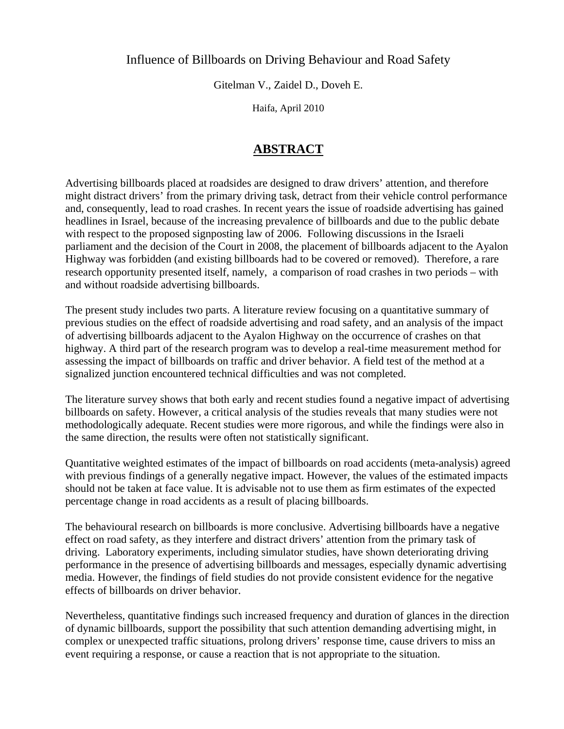# Influence of Billboards on Driving Behaviour and Road Safety

Gitelman V., Zaidel D., Doveh E.

Haifa, April 2010

## ABSTRACT

Advertising billboards placed at roadsides are designed to draw drivers' attention, and therefore might distract drivers' from the primary driving task, detract from their vehicle control performance and, consequently, lead to road crashes. In recent years the issue of roadside advertising has gained headlines in Israel, because of the increasing prevalence of billboards and due to the public debate with respect to the proposed signposting law of 2006. Following discussions in the Israeli parliament and the decision of the Court in 2008, the placement of billboards adjacent to the Ayalon Highway was forbidden (and existing billboards had to be covered or removed). Therefore, a rare research opportunity presented itself, namely, a comparison of road crashes in two periods – with and without roadside advertising billboards.

The present study includes two parts. A literature review focusing on a quantitative summary of previous studies on the effect of roadside advertising and road safety, and an analysis of the impact of advertising billboards adjacent to the Ayalon Highway on the occurrence of crashes on that highway. A third part of the research program was to develop a real-time measurement method for assessing the impact of billboards on traffic and driver behavior. A field test of the method at a signalized junction encountered technical difficulties and was not completed.

The literature survey shows that both early and recent studies found a negative impact of advertising billboards on safety. However, a critical analysis of the studies reveals that many studies were not methodologically adequate. Recent studies were more rigorous, and while the findings were also in the same direction, the results were often not statistically significant.

Quantitative weighted estimates of the impact of billboards on road accidents (meta-analysis) agreed with previous findings of a generally negative impact. However, the values of the estimated impacts should not be taken at face value. It is advisable not to use them as firm estimates of the expected percentage change in road accidents as a result of placing billboards.

The behavioural research on billboards is more conclusive. Advertising billboards have a negative effect on road safety, as they interfere and distract drivers' attention from the primary task of driving. Laboratory experiments, including simulator studies, have shown deteriorating driving performance in the presence of advertising billboards and messages, especially dynamic advertising media. However, the findings of field studies do not provide consistent evidence for the negative effects of billboards on driver behavior.

Nevertheless, quantitative findings such increased frequency and duration of glances in the direction of dynamic billboards, support the possibility that such attention demanding advertising might, in complex or unexpected traffic situations, prolong drivers' response time, cause drivers to miss an event requiring a response, or cause a reaction that is not appropriate to the situation.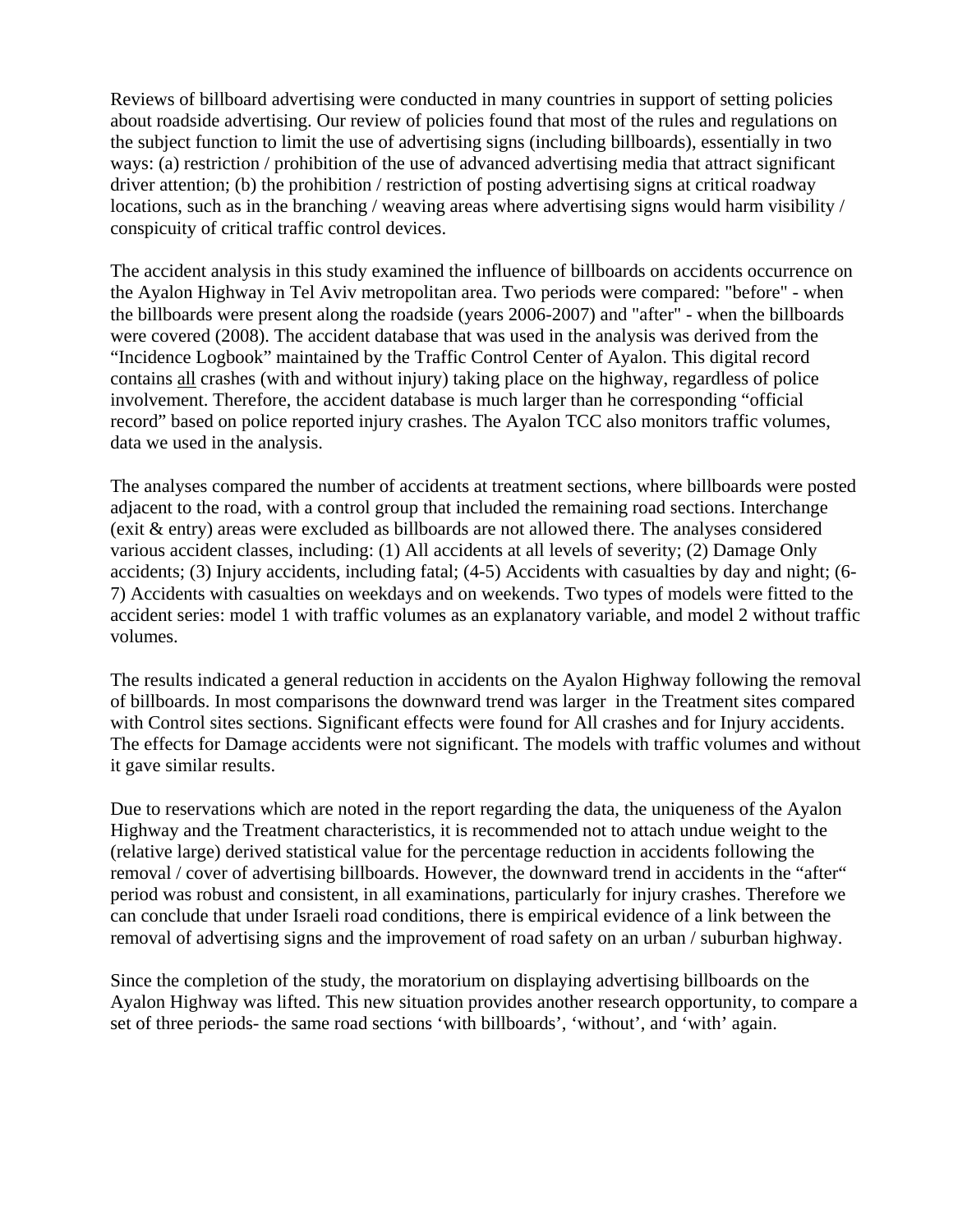Reviews of billboard advertising were conducted in many countries in support of setting policies about roadside advertising. Our review of policies found that most of the rules and regulations on the subject function to limit the use of advertising signs (including billboards), essentially in two ways: (a) restriction / prohibition of the use of advanced advertising media that attract significant driver attention; (b) the prohibition / restriction of posting advertising signs at critical roadway locations, such as in the branching / weaving areas where advertising signs would harm visibility / conspicuity of critical traffic control devices.

The accident analysis in this study examined the influence of billboards on accidents occurrence on the Ayalon Highway in Tel Aviv metropolitan area. Two periods were compared: "before" - when the billboards were present along the roadside (years 2006-2007) and "after" - when the billboards were covered (2008). The accident database that was used in the analysis was derived from the "Incidence Logbook" maintained by the Traffic Control Center of Ayalon. This digital record contains <u>all</u> crashes (with and without injury) taking place on the highway, regardless of police involvement. Therefore, the accident database is much larger than he corresponding "official record" based on police reported injury crashes. The Ayalon TCC also monitors traffic volumes, data we used in the analysis.

The analyses compared the number of accidents at treatment sections, where billboards were posted adjacent to the road, with a control group that included the remaining road sections. Interchange (exit & entry) areas were excluded as billboards are not allowed there. The analyses considered various accident classes, including: (1) All accidents at all levels of severity; (2) Damage Only accidents; (3) Injury accidents, including fatal; (4-5) Accidents with casualties by day and night; (6-7) Accidents with casualties on weekdays and on weekends. Two types of models were fitted to the accident series: model 1 with traffic volumes as an explanatory variable, and model 2 without traffic volumes.

The results indicated a general reduction in accidents on the Ayalon Highway following the removal of billboards. In most comparisons the downward trend was larger in the Treatment sites compared with Control sites sections. Significant effects were found for All crashes and for Injury accidents. The effects for Damage accidents were not significant. The models with traffic volumes and without it gave similar results.

Due to reservations which are noted in the report regarding the data, the uniqueness of the Ayalon Highway and the Treatment characteristics, it is recommended not to attach undue weight to the (relative large) derived statistical value for the percentage reduction in accidents following the removal / cover of advertising billboards. However, the downward trend in accidents in the "after" period was robust and consistent, in all examinations, particularly for injury crashes. Therefore we can conclude that under Israeli road conditions, there is empirical evidence of a link between the removal of advertising signs and the improvement of road safety on an urban / suburban highway.

Since the completion of the study, the moratorium on displaying advertising billboards on the Ayalon Highway was lifted. This new situation provides another research opportunity, to compare a set of three periods- the same road sections 'with billboards', 'without', and 'with' again.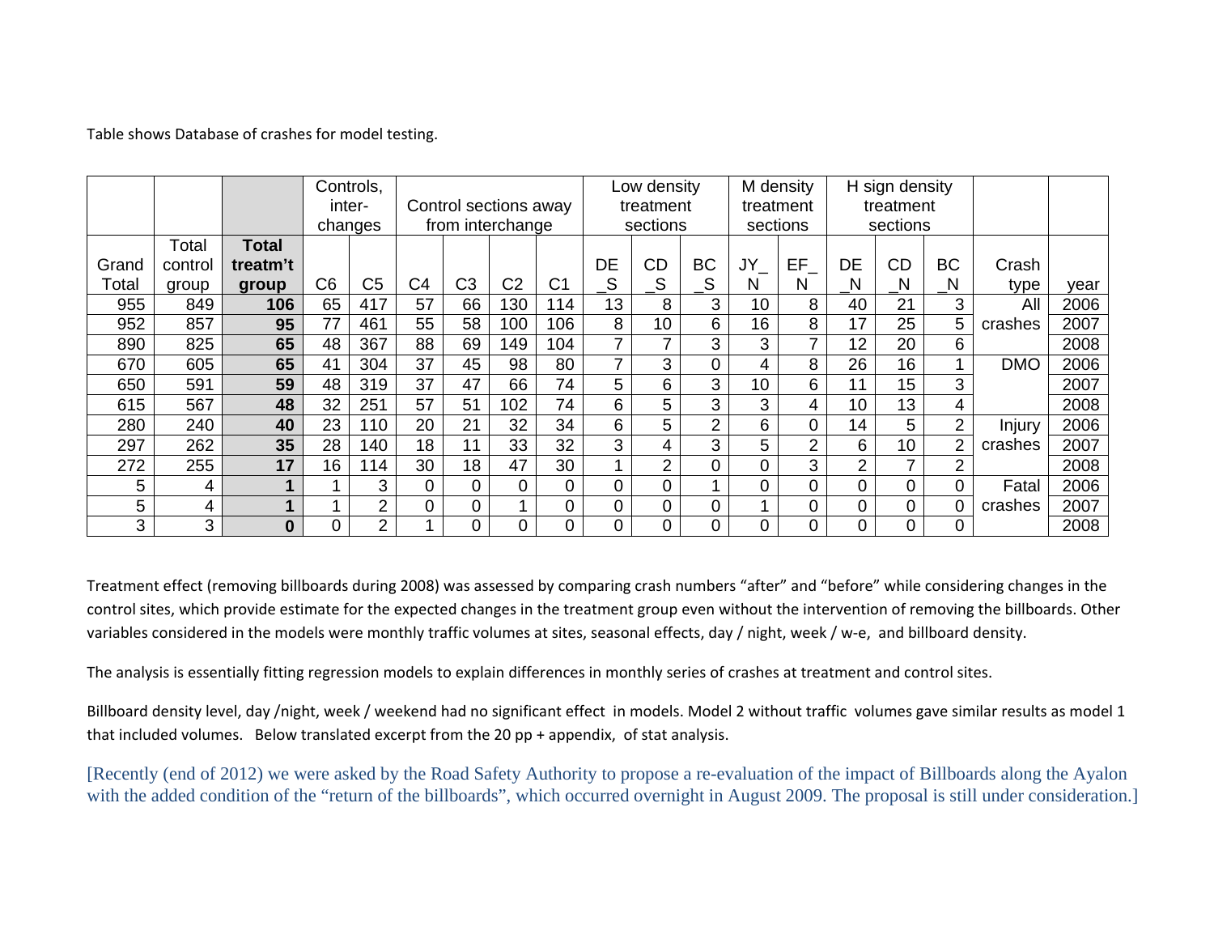Table shows Database of crashes for model testing.

| | | | Controls, inter-changes | | Control sections away from interchange | | | | Low density treatment sections | | | M density treatment sections | | H sign density treatment sections | | | | |
|---|---|---|---|---|---|---|---|---|---|---|---|---|---|---|---|---|---|---|
| Grand Total | Total control group | **Total treatm't group** | C6 | C5 | C4 | C3 | C2 | C1 | DE _S | CD _S | BC _S | JY_ N | EF_ N | DE _N | CD _N | BC _N | Crash type | year |
| 955 | 849 | **106** | 65 | 417 | 57 | 66 | 130 | 114 | 13 | 8 | 3 | 10 | 8 | 40 | 21 | 3 | All crashes | 2006 |
| 952 | 857 | **95** | 77 | 461 | 55 | 58 | 100 | 106 | 8 | 10 | 6 | 16 | 8 | 17 | 25 | 5 | | 2007 |
| 890 | 825 | **65** | 48 | 367 | 88 | 69 | 149 | 104 | 7 | 7 | 3 | 3 | 7 | 12 | 20 | 6 | | 2008 |
| 670 | 605 | **65** | 41 | 304 | 37 | 45 | 98 | 80 | 7 | 3 | 0 | 4 | 8 | 26 | 16 | 1 | DMO | 2006 |
| 650 | 591 | **59** | 48 | 319 | 37 | 47 | 66 | 74 | 5 | 6 | 3 | 10 | 6 | 11 | 15 | 3 | | 2007 |
| 615 | 567 | **48** | 32 | 251 | 57 | 51 | 102 | 74 | 6 | 5 | 3 | 3 | 4 | 10 | 13 | 4 | | 2008 |
| 280 | 240 | **40** | 23 | 110 | 20 | 21 | 32 | 34 | 6 | 5 | 2 | 6 | 0 | 14 | 5 | 2 | Injury crashes | 2006 |
| 297 | 262 | **35** | 28 | 140 | 18 | 11 | 33 | 32 | 3 | 4 | 3 | 5 | 2 | 6 | 10 | 2 | | 2007 |
| 272 | 255 | **17** | 16 | 114 | 30 | 18 | 47 | 30 | 1 | 2 | 0 | 0 | 3 | 2 | 7 | 2 | | 2008 |
| 5 | 4 | **1** | 1 | 3 | 0 | 0 | 0 | 0 | 0 | 0 | 1 | 0 | 0 | 0 | 0 | 0 | Fatal crashes | 2006 |
| 5 | 4 | **1** | 1 | 2 | 0 | 0 | 1 | 0 | 0 | 0 | 0 | 1 | 0 | 0 | 0 | 0 | | 2007 |
| 3 | 3 | **0** | 0 | 2 | 1 | 0 | 0 | 0 | 0 | 0 | 0 | 0 | 0 | 0 | 0 | 0 | | 2008 |

Treatment effect (removing billboards during 2008) was assessed by comparing crash numbers "after" and "before" while considering changes in the control sites, which provide estimate for the expected changes in the treatment group even without the intervention of removing the billboards. Other variables considered in the models were monthly traffic volumes at sites, seasonal effects, day / night, week / w-e, and billboard density.

The analysis is essentially fitting regression models to explain differences in monthly series of crashes at treatment and control sites.

Billboard density level, day /night, week / weekend had no significant effect in models. Model 2 without traffic volumes gave similar results as model 1 that included volumes. Below translated excerpt from the 20 pp + appendix, of stat analysis.

[Recently (end of 2012) we were asked by the Road Safety Authority to propose a re-evaluation of the impact of Billboards along the Ayalon with the added condition of the "return of the billboards", which occurred overnight in August 2009. The proposal is still under consideration.]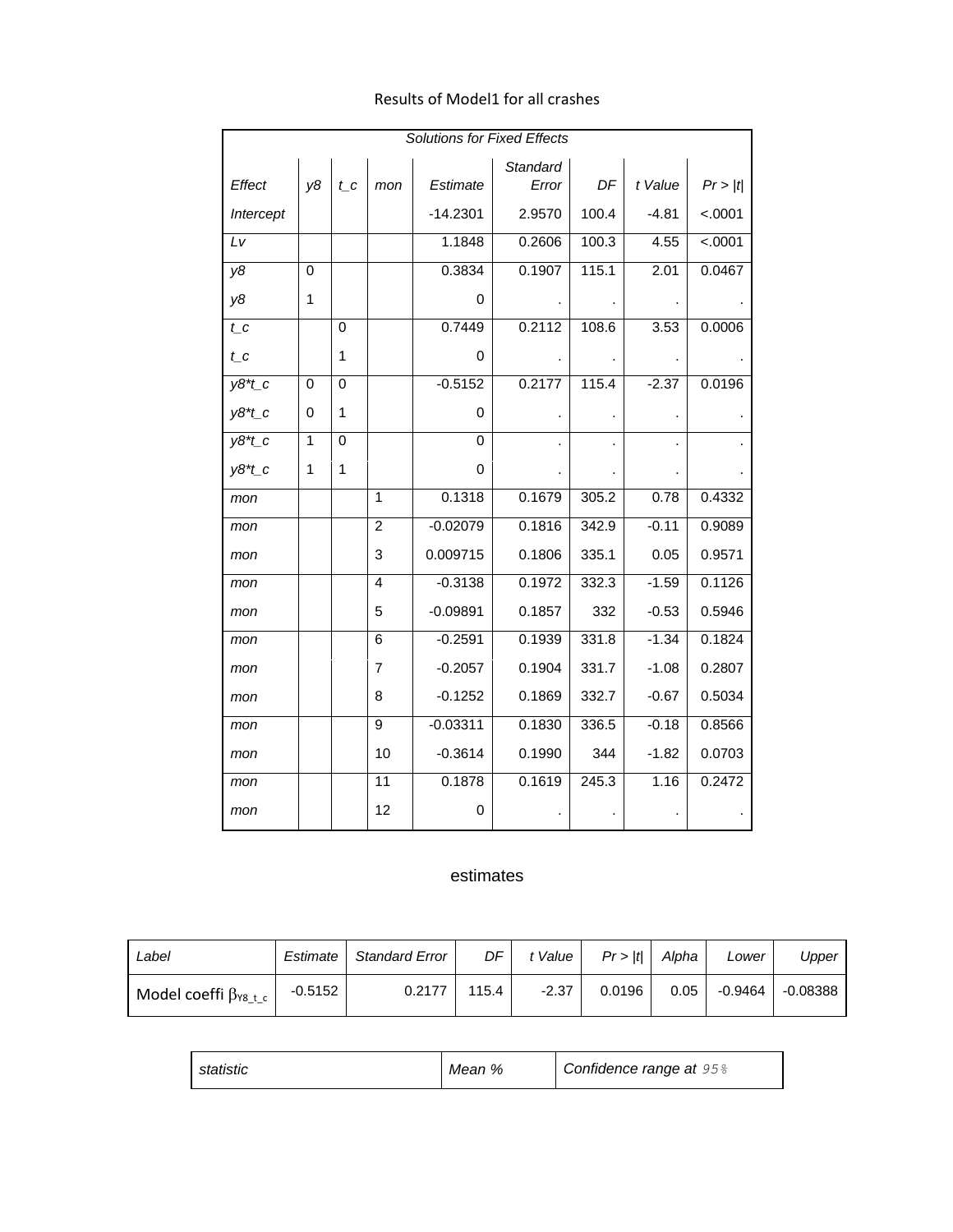Results of Model1 for all crashes

| Solutions for Fixed Effects | | | | | | | | |
|---|---|---|---|---|---|---|---|---|
| *Effect* | *y8* | *t_c* | *mon* | *Estimate* | *Standard Error* | *DF* | *t Value* | *Pr > \|t\|* |
| *Intercept* | | | | -14.2301 | 2.9570 | 100.4 | -4.81 | <.0001 |
| *Lv* | | | | 1.1848 | 0.2606 | 100.3 | 4.55 | <.0001 |
| *y8* | 0 | | | 0.3834 | 0.1907 | 115.1 | 2.01 | 0.0467 |
| *y8* | 1 | | | 0 | . | . | . | . |
| *t_c* | | 0 | | 0.7449 | 0.2112 | 108.6 | 3.53 | 0.0006 |
| *t_c* | | 1 | | 0 | . | . | . | . |
| *y8*t_c* | 0 | 0 | | -0.5152 | 0.2177 | 115.4 | -2.37 | 0.0196 |
| *y8*t_c* | 0 | 1 | | 0 | . | . | . | . |
| *y8*t_c* | 1 | 0 | | 0 | . | . | . | . |
| *y8*t_c* | 1 | 1 | | 0 | . | . | . | . |
| *mon* | | | 1 | 0.1318 | 0.1679 | 305.2 | 0.78 | 0.4332 |
| *mon* | | | 2 | -0.02079 | 0.1816 | 342.9 | -0.11 | 0.9089 |
| *mon* | | | 3 | 0.009715 | 0.1806 | 335.1 | 0.05 | 0.9571 |
| *mon* | | | 4 | -0.3138 | 0.1972 | 332.3 | -1.59 | 0.1126 |
| *mon* | | | 5 | -0.09891 | 0.1857 | 332 | -0.53 | 0.5946 |
| *mon* | | | 6 | -0.2591 | 0.1939 | 331.8 | -1.34 | 0.1824 |
| *mon* | | | 7 | -0.2057 | 0.1904 | 331.7 | -1.08 | 0.2807 |
| *mon* | | | 8 | -0.1252 | 0.1869 | 332.7 | -0.67 | 0.5034 |
| *mon* | | | 9 | -0.03311 | 0.1830 | 336.5 | -0.18 | 0.8566 |
| *mon* | | | 10 | -0.3614 | 0.1990 | 344 | -1.82 | 0.0703 |
| *mon* | | | 11 | 0.1878 | 0.1619 | 245.3 | 1.16 | 0.2472 |
| *mon* | | | 12 | 0 | . | . | . | . |

estimates

| *Label* | *Estimate* | *Standard Error* | *DF* | *t Value* | *Pr > \|t\|* | *Alpha* | *Lower* | *Upper* |
|---|---|---|---|---|---|---|---|---|
| Model coeffi $\beta_{Y8\_t\_c}$ | -0.5152 | 0.2177 | 115.4 | -2.37 | 0.0196 | 0.05 | -0.9464 | -0.08388 |

| *statistic* | *Mean %* | *Confidence range at* 95% |
|---|---|---|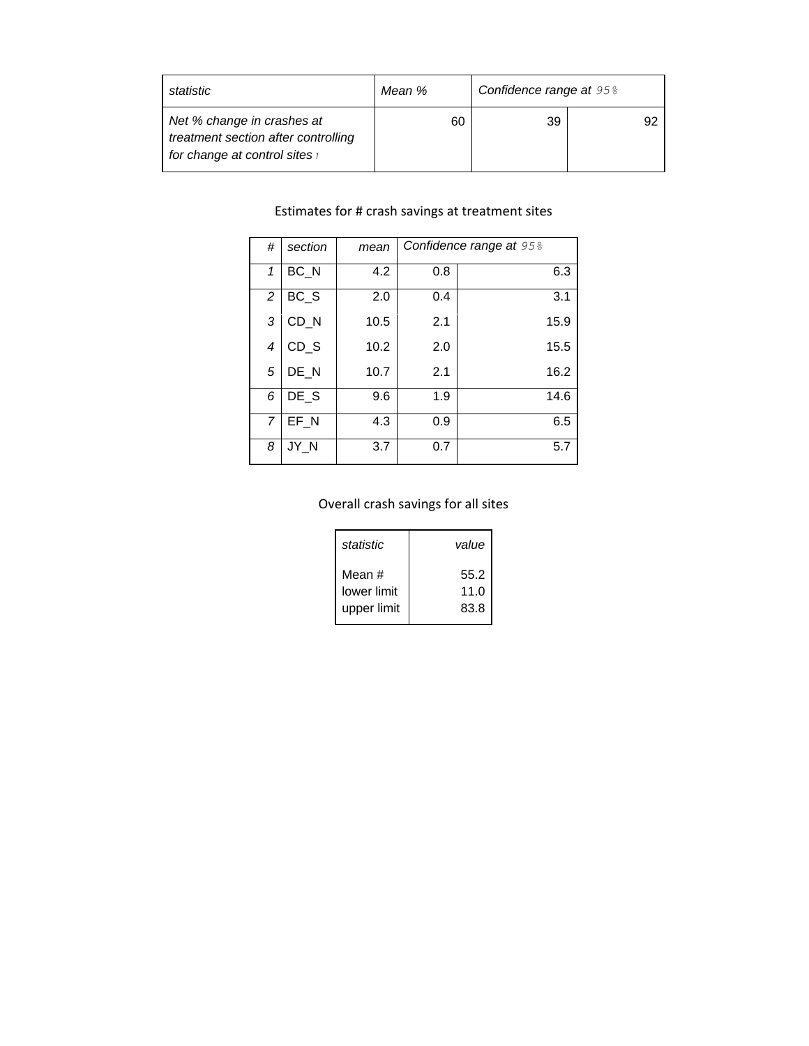| statistic | Mean % | Confidence range at 95% | |
|---|---|---|---|
| Net % change in crashes at treatment section after controlling for change at control sites 1 | 60 | 39 | 92 |

Estimates for # crash savings at treatment sites

| # | section | mean | Confidence range at 95% | |
|---|---|---|---|---|
| 1 | BC_N | 4.2 | 0.8 | 6.3 |
| 2 | BC_S | 2.0 | 0.4 | 3.1 |
| 3 | CD_N | 10.5 | 2.1 | 15.9 |
| 4 | CD_S | 10.2 | 2.0 | 15.5 |
| 5 | DE_N | 10.7 | 2.1 | 16.2 |
| 6 | DE_S | 9.6 | 1.9 | 14.6 |
| 7 | EF_N | 4.3 | 0.9 | 6.5 |
| 8 | JY_N | 3.7 | 0.7 | 5.7 |

Overall crash savings for all sites

| statistic | value |
|---|---|
| Mean # | 55.2 |
| lower limit | 11.0 |
| upper limit | 83.8 |